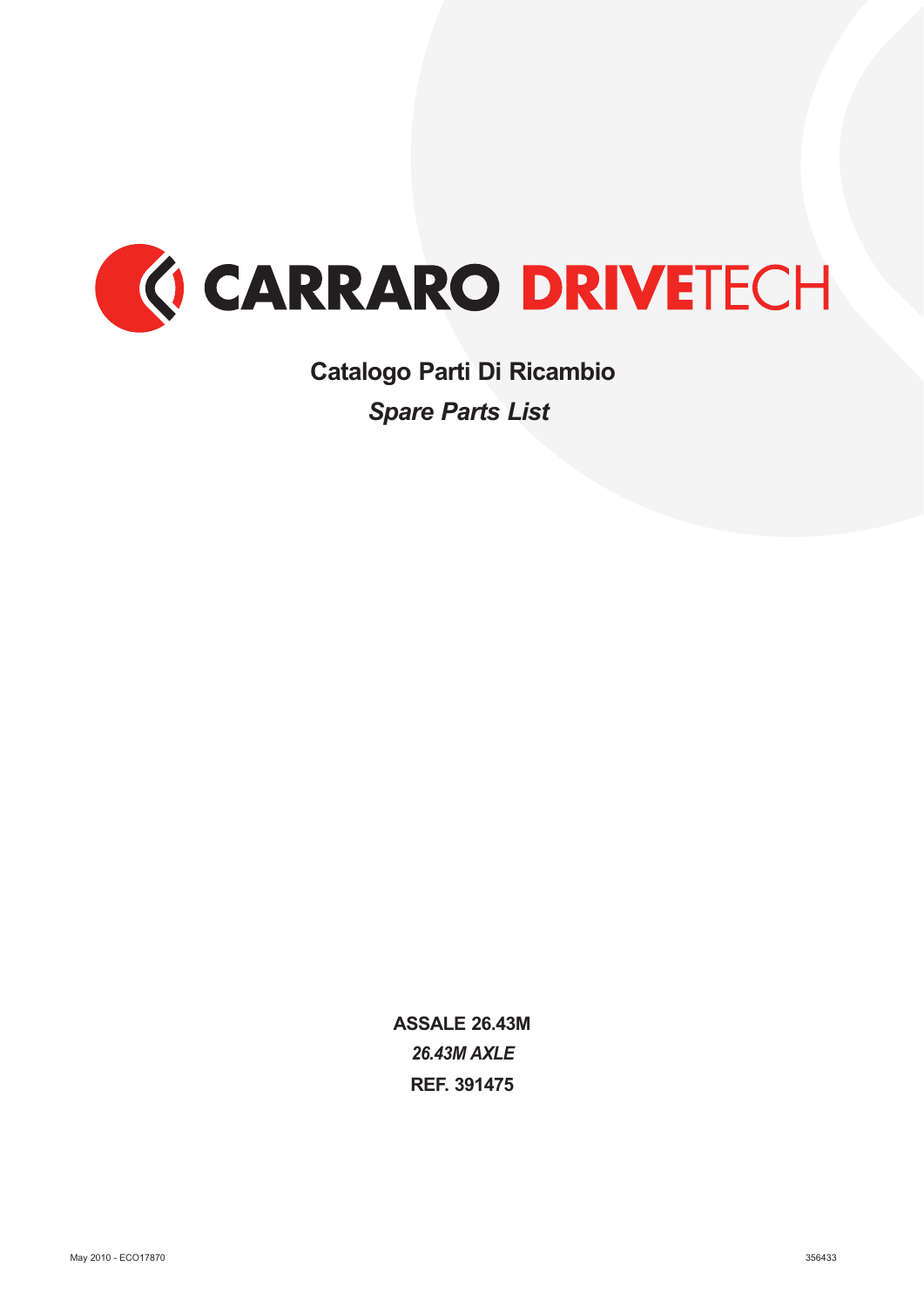# CARRARO DRIVETECH

## Catalogo Parti Di Ricambio

## *Spare Parts List*

**ASSALE 26.43M**

***26.43M AXLE***

**REF. 391475**

May 2010 - ECO17870

356433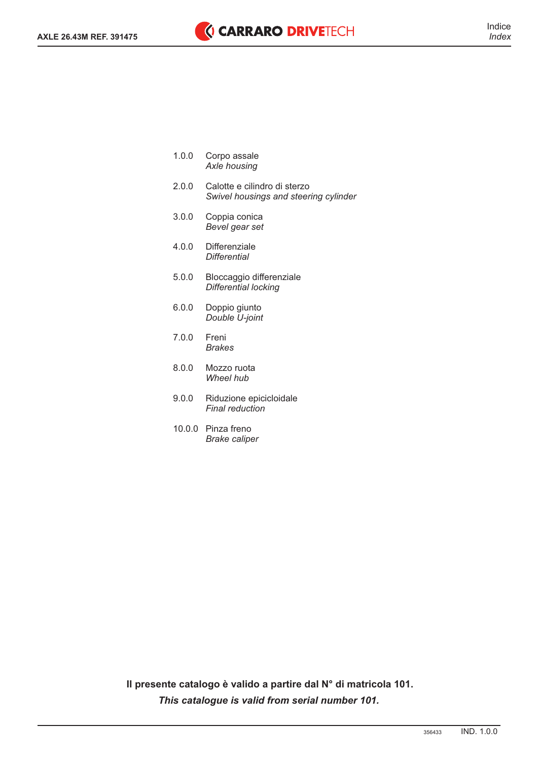# Indice
*Index*

1.0.0 Corpo assale
*Axle housing*

2.0.0 Calotte e cilindro di sterzo
*Swivel housings and steering cylinder*

3.0.0 Coppia conica
*Bevel gear set*

4.0.0 Differenziale
*Differential*

5.0.0 Bloccaggio differenziale
*Differential locking*

6.0.0 Doppio giunto
*Double U-joint*

7.0.0 Freni
*Brakes*

8.0.0 Mozzo ruota
*Wheel hub*

9.0.0 Riduzione epicicloidale
*Final reduction*

10.0.0 Pinza freno
*Brake caliper*

**Il presente catalogo è valido a partire dal N° di matricola 101.**
***This catalogue is valid from serial number 101.***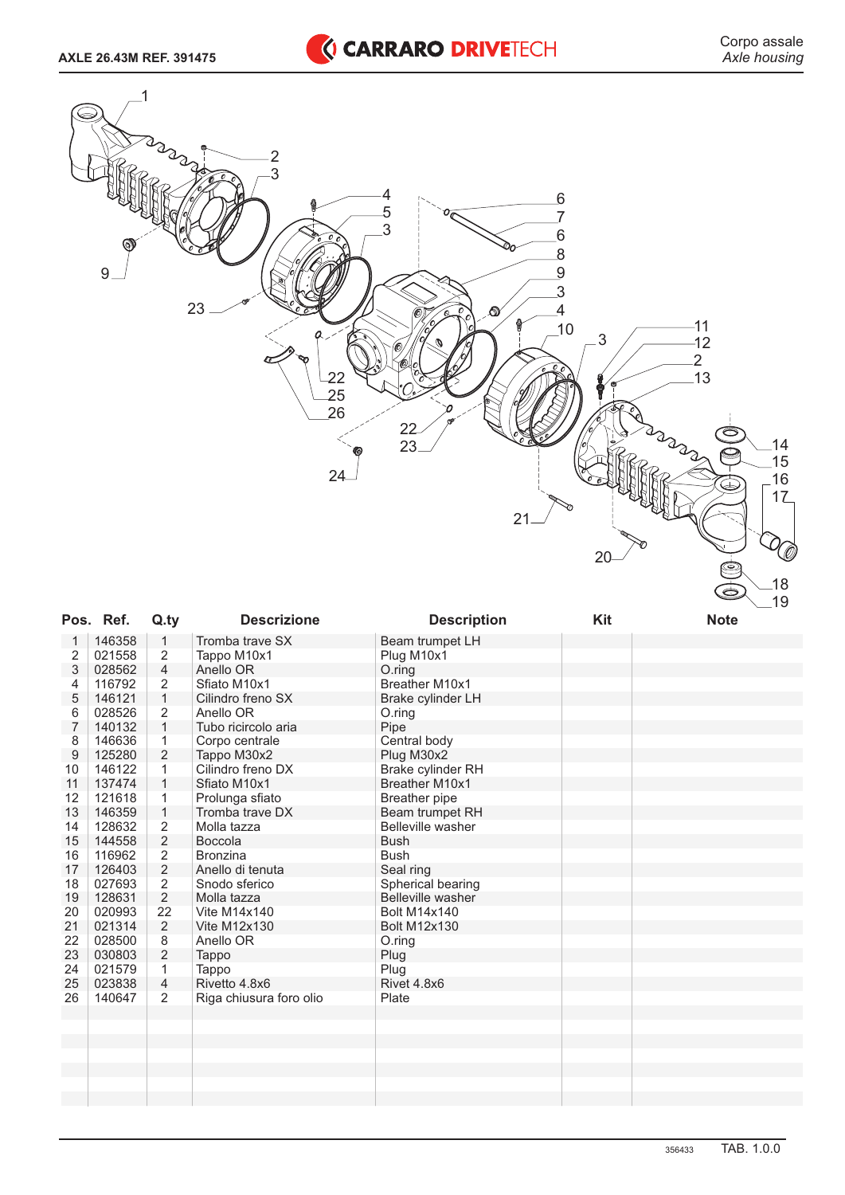AXLE 26.43M REF. 391475

CARRARO DRIVETECH

Corpo assale
*Axle housing*

| Pos. | Ref. | Q.ty | Descrizione | Description | Kit | Note |
|---|---|---|---|---|---|---|
| 1 | 146358 | 1 | Tromba trave SX | Beam trumpet LH | | |
| 2 | 021558 | 2 | Tappo M10x1 | Plug M10x1 | | |
| 3 | 028562 | 4 | Anello OR | O.ring | | |
| 4 | 116792 | 2 | Sfiato M10x1 | Breather M10x1 | | |
| 5 | 146121 | 1 | Cilindro freno SX | Brake cylinder LH | | |
| 6 | 028526 | 2 | Anello OR | O.ring | | |
| 7 | 140132 | 1 | Tubo ricircolo aria | Pipe | | |
| 8 | 146636 | 1 | Corpo centrale | Central body | | |
| 9 | 125280 | 2 | Tappo M30x2 | Plug M30x2 | | |
| 10 | 146122 | 1 | Cilindro freno DX | Brake cylinder RH | | |
| 11 | 137474 | 1 | Sfiato M10x1 | Breather M10x1 | | |
| 12 | 121618 | 1 | Prolunga sfiato | Breather pipe | | |
| 13 | 146359 | 1 | Tromba trave DX | Beam trumpet RH | | |
| 14 | 128632 | 2 | Molla tazza | Belleville washer | | |
| 15 | 144558 | 2 | Boccola | Bush | | |
| 16 | 116962 | 2 | Bronzina | Bush | | |
| 17 | 126403 | 2 | Anello di tenuta | Seal ring | | |
| 18 | 027693 | 2 | Snodo sferico | Spherical bearing | | |
| 19 | 128631 | 2 | Molla tazza | Belleville washer | | |
| 20 | 020993 | 22 | Vite M14x140 | Bolt M14x140 | | |
| 21 | 021314 | 2 | Vite M12x130 | Bolt M12x130 | | |
| 22 | 028500 | 8 | Anello OR | O.ring | | |
| 23 | 030803 | 2 | Tappo | Plug | | |
| 24 | 021579 | 1 | Tappo | Plug | | |
| 25 | 023838 | 4 | Rivetto 4.8x6 | Rivet 4.8x6 | | |
| 26 | 140647 | 2 | Riga chiusura foro olio | Plate | | |

356433 TAB. 1.0.0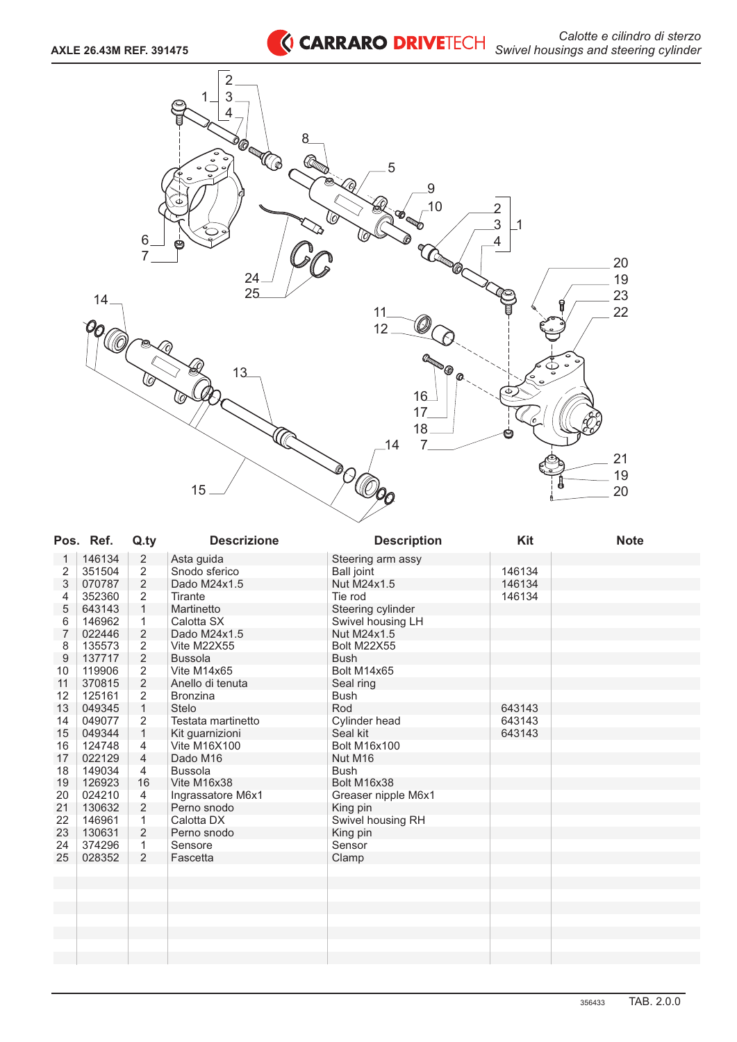**AXLE 26.43M REF. 391475**

*Calotte e cilindro di sterzo*
*Swivel housings and steering cylinder*

| Pos. | Ref. | Q.ty | Descrizione | Description | Kit | Note |
|---|---|---|---|---|---|---|
| 1 | 146134 | 2 | Asta guida | Steering arm assy | | |
| 2 | 351504 | 2 | Snodo sferico | Ball joint | 146134 | |
| 3 | 070787 | 2 | Dado M24x1.5 | Nut M24x1.5 | 146134 | |
| 4 | 352360 | 2 | Tirante | Tie rod | 146134 | |
| 5 | 643143 | 1 | Martinetto | Steering cylinder | | |
| 6 | 146962 | 1 | Calotta SX | Swivel housing LH | | |
| 7 | 022446 | 2 | Dado M24x1.5 | Nut M24x1.5 | | |
| 8 | 135573 | 2 | Vite M22X55 | Bolt M22X55 | | |
| 9 | 137717 | 2 | Bussola | Bush | | |
| 10 | 119906 | 2 | Vite M14x65 | Bolt M14x65 | | |
| 11 | 370815 | 2 | Anello di tenuta | Seal ring | | |
| 12 | 125161 | 2 | Bronzina | Bush | | |
| 13 | 049345 | 1 | Stelo | Rod | 643143 | |
| 14 | 049077 | 2 | Testata martinetto | Cylinder head | 643143 | |
| 15 | 049344 | 1 | Kit guarnizioni | Seal kit | 643143 | |
| 16 | 124748 | 4 | Vite M16X100 | Bolt M16x100 | | |
| 17 | 022129 | 4 | Dado M16 | Nut M16 | | |
| 18 | 149034 | 4 | Bussola | Bush | | |
| 19 | 126923 | 16 | Vite M16x38 | Bolt M16x38 | | |
| 20 | 024210 | 4 | Ingrassatore M6x1 | Greaser nipple M6x1 | | |
| 21 | 130632 | 2 | Perno snodo | King pin | | |
| 22 | 146961 | 1 | Calotta DX | Swivel housing RH | | |
| 23 | 130631 | 2 | Perno snodo | King pin | | |
| 24 | 374296 | 1 | Sensore | Sensor | | |
| 25 | 028352 | 2 | Fascetta | Clamp | | |

356433 TAB. 2.0.0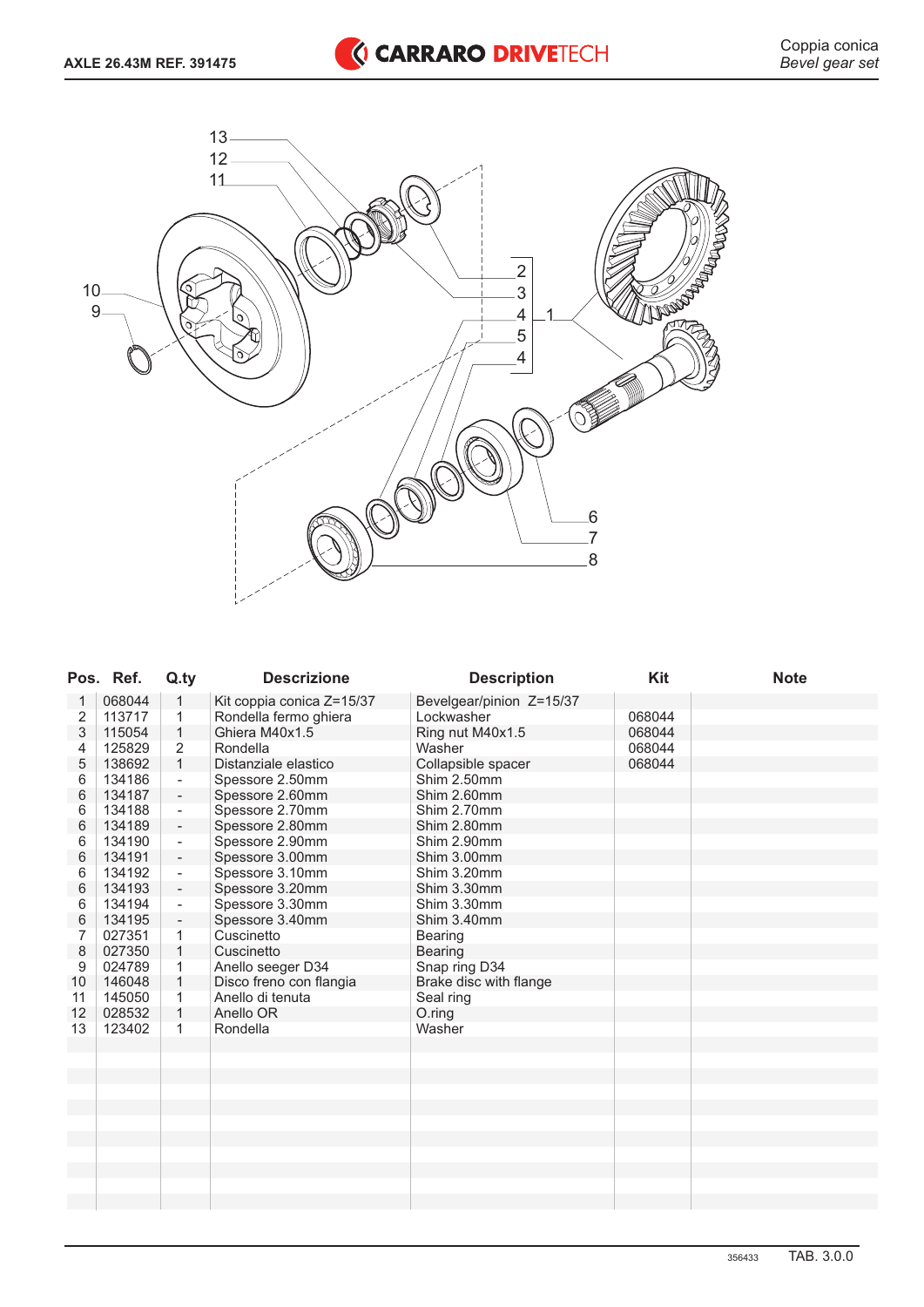AXLE 26.43M REF. 391475

Coppia conica
*Bevel gear set*

| Pos. | Ref. | Q.ty | Descrizione | Description | Kit | Note |
|---|---|---|---|---|---|---|
| 1 | 068044 | 1 | Kit coppia conica Z=15/37 | Bevelgear/pinion Z=15/37 | | |
| 2 | 113717 | 1 | Rondella fermo ghiera | Lockwasher | 068044 | |
| 3 | 115054 | 1 | Ghiera M40x1.5 | Ring nut M40x1.5 | 068044 | |
| 4 | 125829 | 2 | Rondella | Washer | 068044 | |
| 5 | 138692 | 1 | Distanziale elastico | Collapsible spacer | 068044 | |
| 6 | 134186 | - | Spessore 2.50mm | Shim 2.50mm | | |
| 6 | 134187 | - | Spessore 2.60mm | Shim 2.60mm | | |
| 6 | 134188 | - | Spessore 2.70mm | Shim 2.70mm | | |
| 6 | 134189 | - | Spessore 2.80mm | Shim 2.80mm | | |
| 6 | 134190 | - | Spessore 2.90mm | Shim 2.90mm | | |
| 6 | 134191 | - | Spessore 3.00mm | Shim 3.00mm | | |
| 6 | 134192 | - | Spessore 3.10mm | Shim 3.20mm | | |
| 6 | 134193 | - | Spessore 3.20mm | Shim 3.30mm | | |
| 6 | 134194 | - | Spessore 3.30mm | Shim 3.30mm | | |
| 6 | 134195 | - | Spessore 3.40mm | Shim 3.40mm | | |
| 7 | 027351 | 1 | Cuscinetto | Bearing | | |
| 8 | 027350 | 1 | Cuscinetto | Bearing | | |
| 9 | 024789 | 1 | Anello seeger D34 | Snap ring D34 | | |
| 10 | 146048 | 1 | Disco freno con flangia | Brake disc with flange | | |
| 11 | 145050 | 1 | Anello di tenuta | Seal ring | | |
| 12 | 028532 | 1 | Anello OR | O.ring | | |
| 13 | 123402 | 1 | Rondella | Washer | | |

356433 TAB. 3.0.0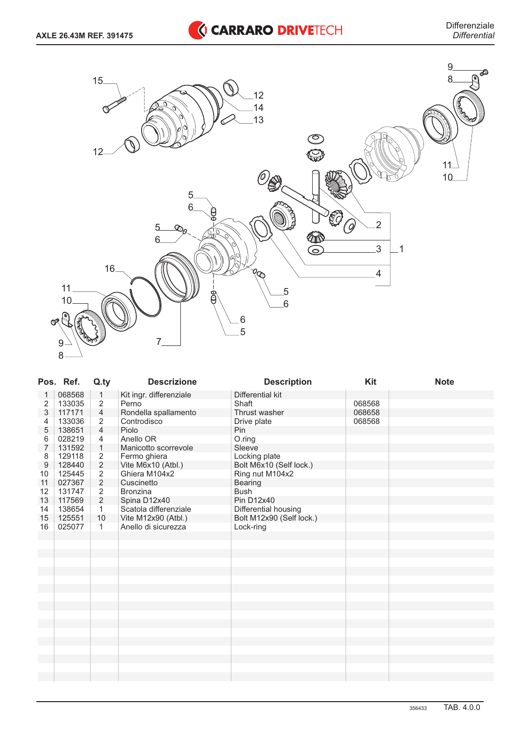# Differenziale

*Differential*

AXLE 26.43M REF. 391475

| Pos. | Ref. | Q.ty | Descrizione | Description | Kit | Note |
|---|---|---|---|---|---|---|
| 1 | 068568 | 1 | Kit ingr. differenziale | Differential kit | | |
| 2 | 133035 | 2 | Perno | Shaft | 068568 | |
| 3 | 117171 | 4 | Rondella spallamento | Thrust washer | 068658 | |
| 4 | 133036 | 2 | Controdisco | Drive plate | 068568 | |
| 5 | 138651 | 4 | Piolo | Pin | | |
| 6 | 028219 | 4 | Anello OR | O.ring | | |
| 7 | 131592 | 1 | Manicotto scorrevole | Sleeve | | |
| 8 | 129118 | 2 | Fermo ghiera | Locking plate | | |
| 9 | 128440 | 2 | Vite M6x10 (Atbl.) | Bolt M6x10 (Self lock.) | | |
| 10 | 125445 | 2 | Ghiera M104x2 | Ring nut M104x2 | | |
| 11 | 027367 | 2 | Cuscinetto | Bearing | | |
| 12 | 131747 | 2 | Bronzina | Bush | | |
| 13 | 117569 | 2 | Spina D12x40 | Pin D12x40 | | |
| 14 | 138654 | 1 | Scatola differenziale | Differential housing | | |
| 15 | 125551 | 10 | Vite M12x90 (Atbl.) | Bolt M12x90 (Self lock.) | | |
| 16 | 025077 | 1 | Anello di sicurezza | Lock-ring | | |

356433 TAB. 4.0.0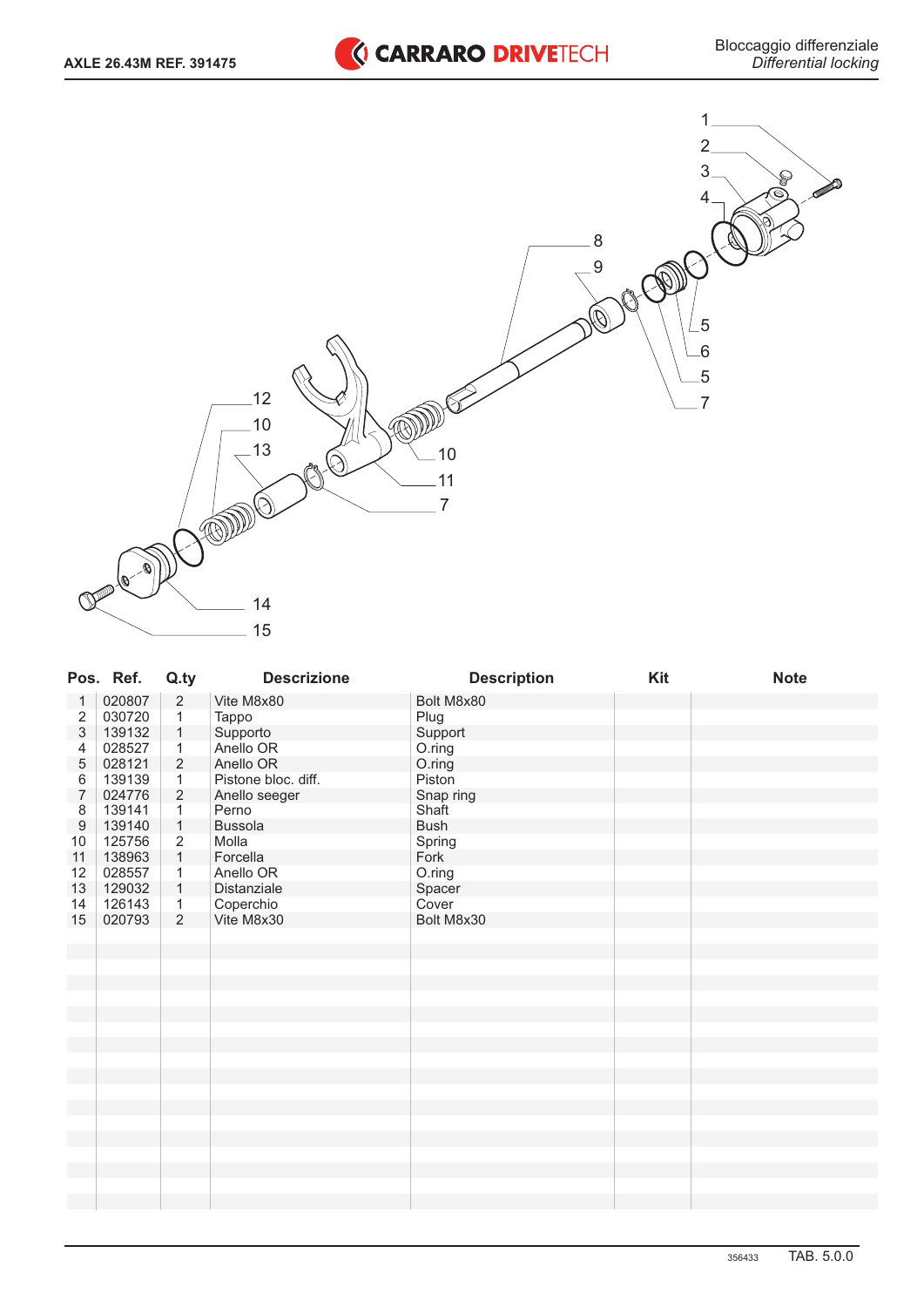AXLE 26.43M REF. 391475

# Bloccaggio differenziale
*Differential locking*

| Pos. | Ref. | Q.ty | Descrizione | Description | Kit | Note |
|---|---|---|---|---|---|---|
| 1 | 020807 | 2 | Vite M8x80 | Bolt M8x80 | | |
| 2 | 030720 | 1 | Tappo | Plug | | |
| 3 | 139132 | 1 | Supporto | Support | | |
| 4 | 028527 | 1 | Anello OR | O.ring | | |
| 5 | 028121 | 2 | Anello OR | O.ring | | |
| 6 | 139139 | 1 | Pistone bloc. diff. | Piston | | |
| 7 | 024776 | 2 | Anello seeger | Snap ring | | |
| 8 | 139141 | 1 | Perno | Shaft | | |
| 9 | 139140 | 1 | Bussola | Bush | | |
| 10 | 125756 | 2 | Molla | Spring | | |
| 11 | 138963 | 1 | Forcella | Fork | | |
| 12 | 028557 | 1 | Anello OR | O.ring | | |
| 13 | 129032 | 1 | Distanziale | Spacer | | |
| 14 | 126143 | 1 | Coperchio | Cover | | |
| 15 | 020793 | 2 | Vite M8x30 | Bolt M8x30 | | |

356433 TAB. 5.0.0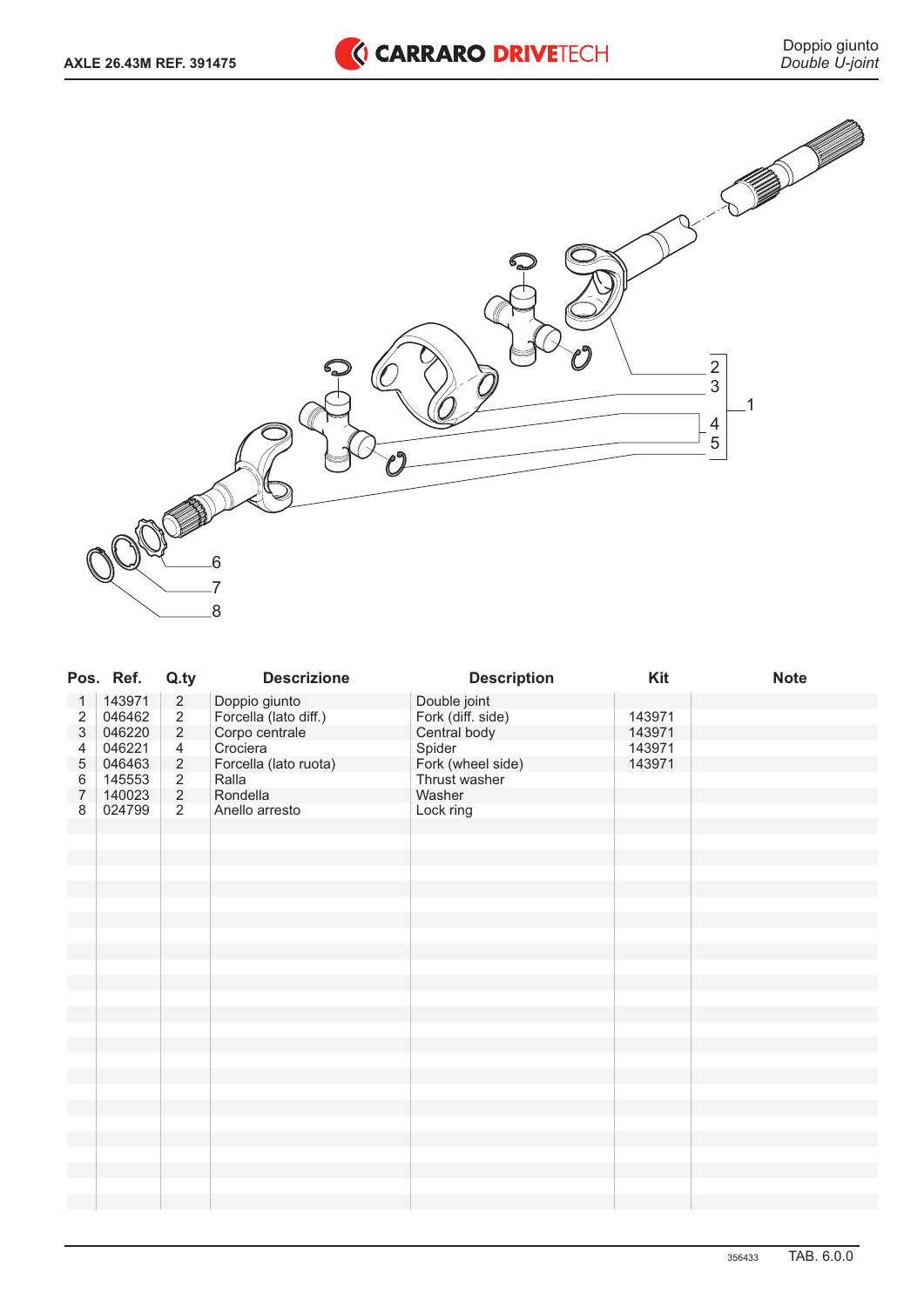AXLE 26.43M REF. 391475

# Doppio giunto
*Double U-joint*

| Pos. | Ref. | Q.ty | Descrizione | Description | Kit | Note |
|---|---|---|---|---|---|---|
| 1 | 143971 | 2 | Doppio giunto | Double joint | | |
| 2 | 046462 | 2 | Forcella (lato diff.) | Fork (diff. side) | 143971 | |
| 3 | 046220 | 2 | Corpo centrale | Central body | 143971 | |
| 4 | 046221 | 4 | Crociera | Spider | 143971 | |
| 5 | 046463 | 2 | Forcella (lato ruota) | Fork (wheel side) | 143971 | |
| 6 | 145553 | 2 | Ralla | Thrust washer | | |
| 7 | 140023 | 2 | Rondella | Washer | | |
| 8 | 024799 | 2 | Anello arresto | Lock ring | | |

356433 TAB. 6.0.0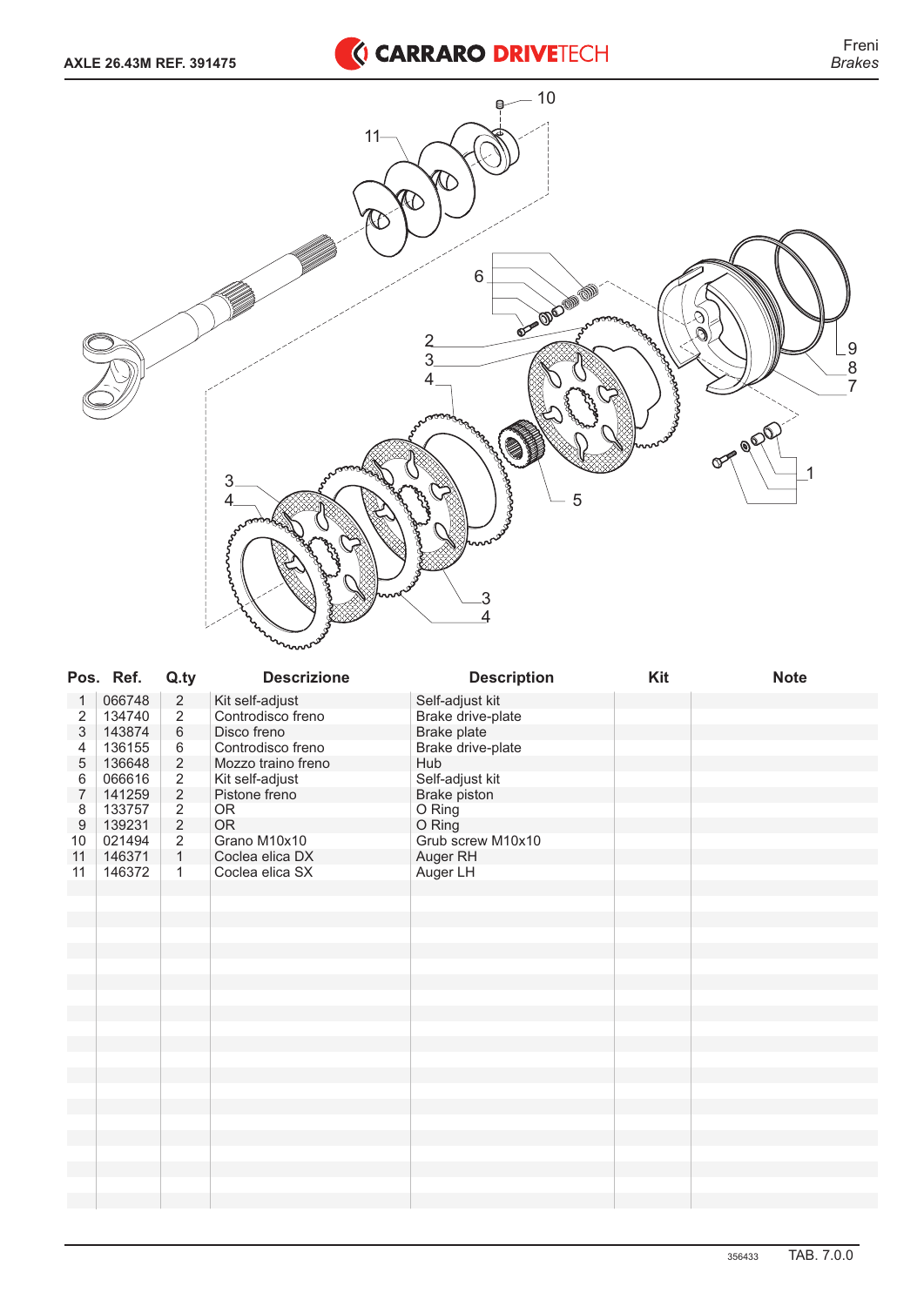AXLE 26.43M REF. 391475

Freni
*Brakes*

| Pos. | Ref. | Q.ty | Descrizione | Description | Kit | Note |
|---|---|---|---|---|---|---|
| 1 | 066748 | 2 | Kit self-adjust | Self-adjust kit | | |
| 2 | 134740 | 2 | Controdisco freno | Brake drive-plate | | |
| 3 | 143874 | 6 | Disco freno | Brake plate | | |
| 4 | 136155 | 6 | Controdisco freno | Brake drive-plate | | |
| 5 | 136648 | 2 | Mozzo traino freno | Hub | | |
| 6 | 066616 | 2 | Kit self-adjust | Self-adjust kit | | |
| 7 | 141259 | 2 | Pistone freno | Brake piston | | |
| 8 | 133757 | 2 | OR | O Ring | | |
| 9 | 139231 | 2 | OR | O Ring | | |
| 10 | 021494 | 2 | Grano M10x10 | Grub screw M10x10 | | |
| 11 | 146371 | 1 | Coclea elica DX | Auger RH | | |
| 11 | 146372 | 1 | Coclea elica SX | Auger LH | | |

356433 TAB. 7.0.0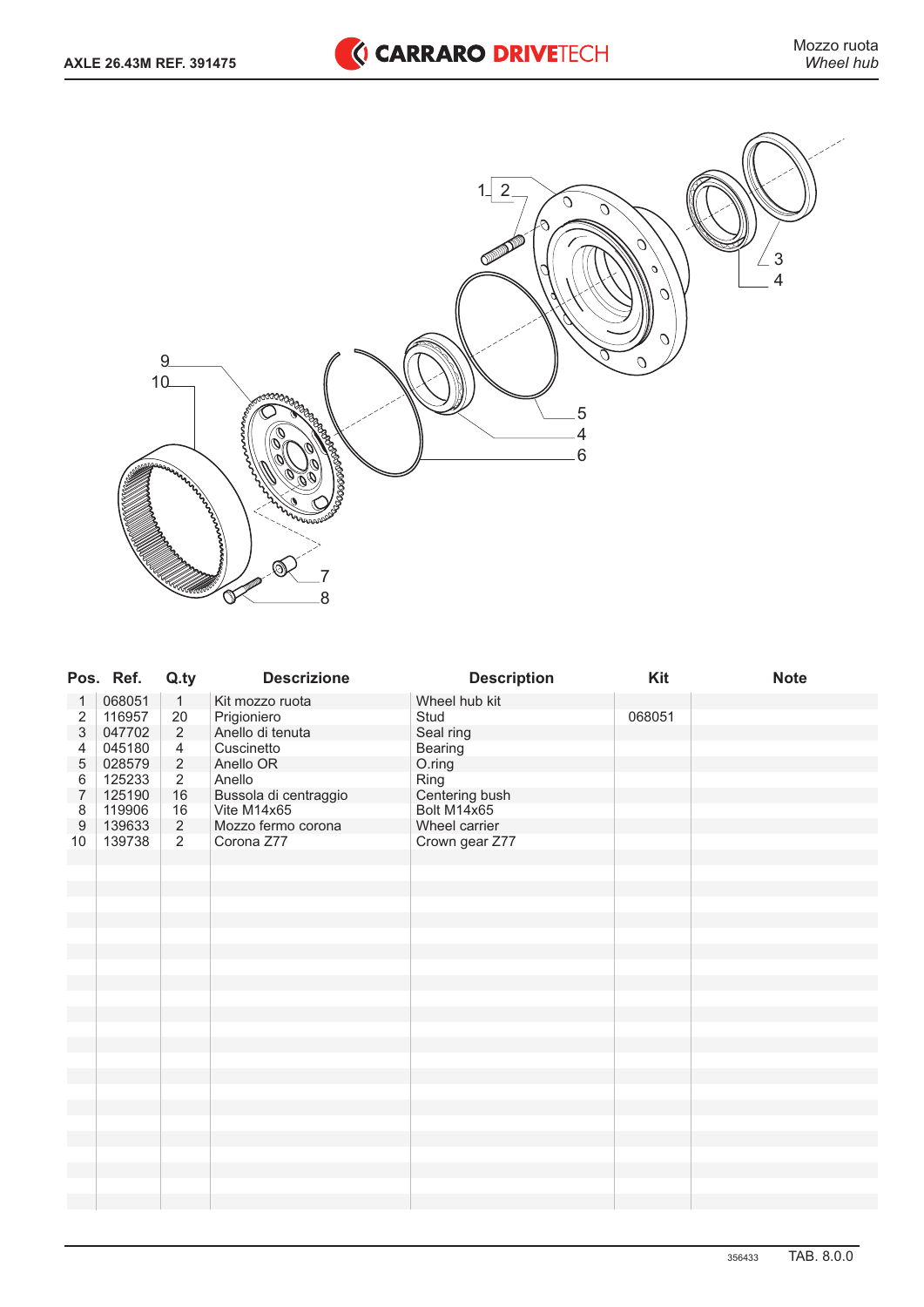**AXLE 26.43M REF. 391475**

Mozzo ruota
*Wheel hub*

| Pos. | Ref. | Q.ty | Descrizione | Description | Kit | Note |
|---|---|---|---|---|---|---|
| 1 | 068051 | 1 | Kit mozzo ruota | Wheel hub kit | | |
| 2 | 116957 | 20 | Prigioniero | Stud | 068051 | |
| 3 | 047702 | 2 | Anello di tenuta | Seal ring | | |
| 4 | 045180 | 4 | Cuscinetto | Bearing | | |
| 5 | 028579 | 2 | Anello OR | O.ring | | |
| 6 | 125233 | 2 | Anello | Ring | | |
| 7 | 125190 | 16 | Bussola di centraggio | Centering bush | | |
| 8 | 119906 | 16 | Vite M14x65 | Bolt M14x65 | | |
| 9 | 139633 | 2 | Mozzo fermo corona | Wheel carrier | | |
| 10 | 139738 | 2 | Corona Z77 | Crown gear Z77 | | |

356433 TAB. 8.0.0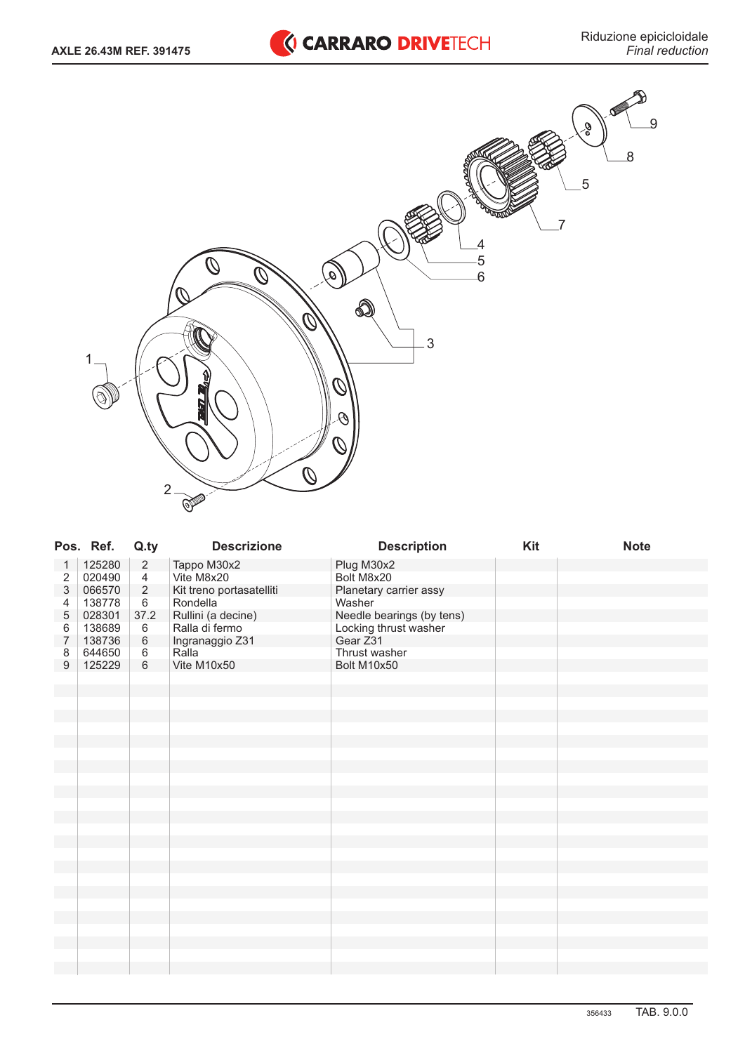AXLE 26.43M REF. 391475

Riduzione epicicloidale
*Final reduction*

| Pos. | Ref. | Q.ty | Descrizione | Description | Kit | Note |
|---|---|---|---|---|---|---|
| 1 | 125280 | 2 | Tappo M30x2 | Plug M30x2 | | |
| 2 | 020490 | 4 | Vite M8x20 | Bolt M8x20 | | |
| 3 | 066570 | 2 | Kit treno portasatelliti | Planetary carrier assy | | |
| 4 | 138778 | 6 | Rondella | Washer | | |
| 5 | 028301 | 37.2 | Rullini (a decine) | Needle bearings (by tens) | | |
| 6 | 138689 | 6 | Ralla di fermo | Locking thrust washer | | |
| 7 | 138736 | 6 | Ingranaggio Z31 | Gear Z31 | | |
| 8 | 644650 | 6 | Ralla | Thrust washer | | |
| 9 | 125229 | 6 | Vite M10x50 | Bolt M10x50 | | |

356433 TAB. 9.0.0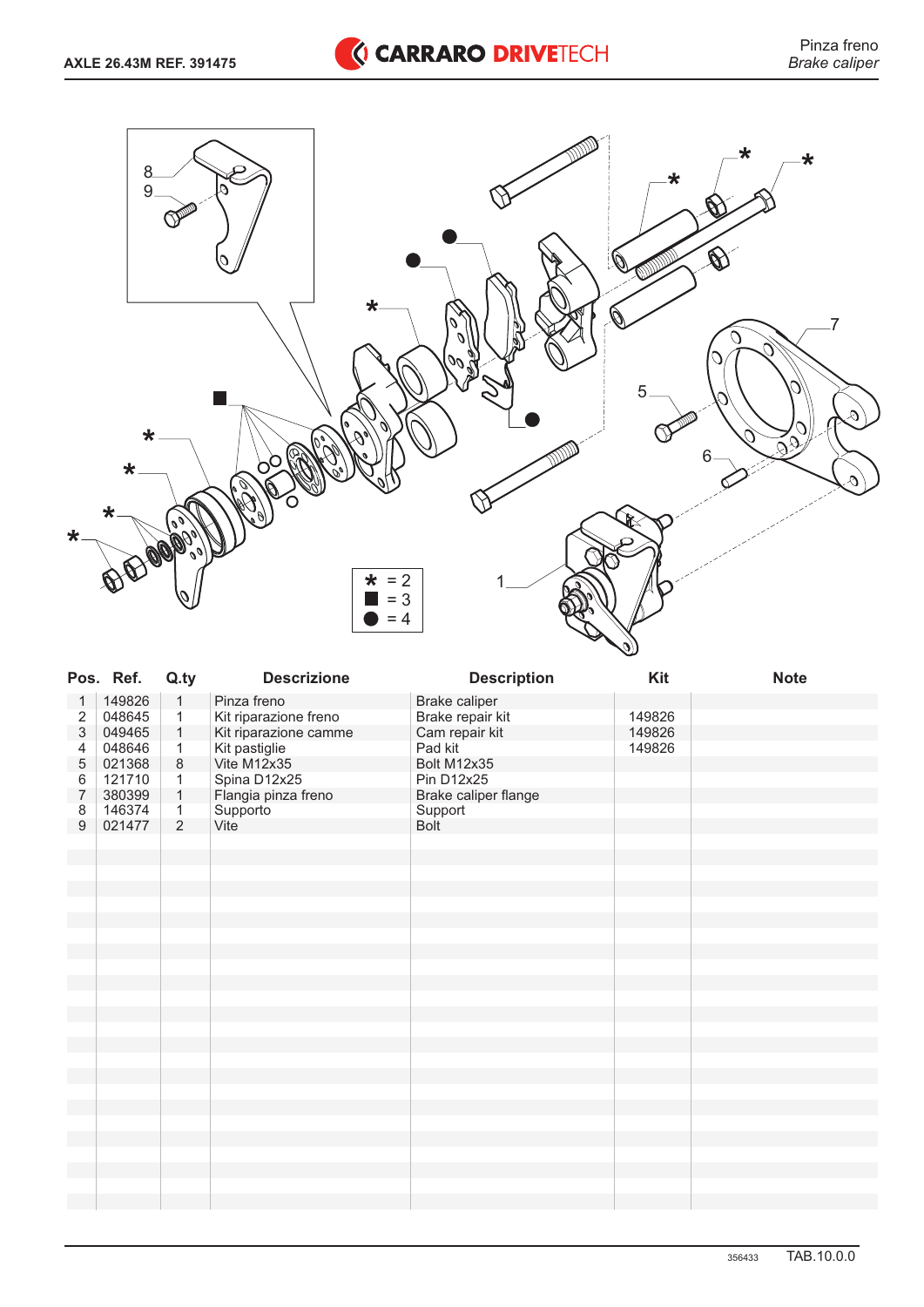# Pinza freno
*Brake caliper*

AXLE 26.43M REF. 391475

\* = 2
■ = 3
● = 4

| Pos. | Ref. | Q.ty | Descrizione | Description | Kit | Note |
|---|---|---|---|---|---|---|
| 1 | 149826 | 1 | Pinza freno | Brake caliper | | |
| 2 | 048645 | 1 | Kit riparazione freno | Brake repair kit | 149826 | |
| 3 | 049465 | 1 | Kit riparazione camme | Cam repair kit | 149826 | |
| 4 | 048646 | 1 | Kit pastiglie | Pad kit | 149826 | |
| 5 | 021368 | 8 | Vite M12x35 | Bolt M12x35 | | |
| 6 | 121710 | 1 | Spina D12x25 | Pin D12x25 | | |
| 7 | 380399 | 1 | Flangia pinza freno | Brake caliper flange | | |
| 8 | 146374 | 1 | Supporto | Support | | |
| 9 | 021477 | 2 | Vite | Bolt | | |

356433 TAB.10.0.0